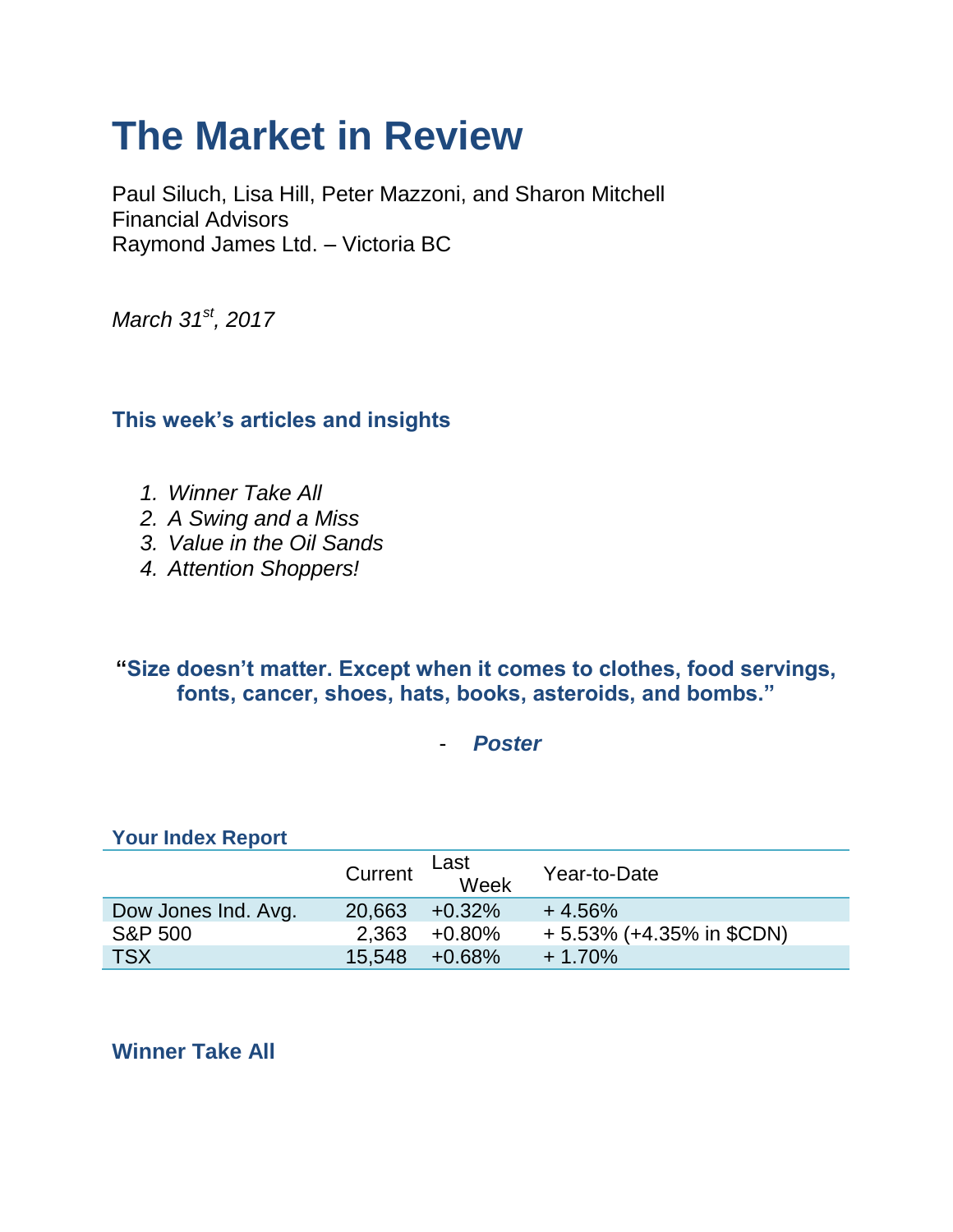# The Market in Review

Paul Siluch, Lisa Hill, Peter Mazzoni, and Sharon Mitchell
Financial Advisors
Raymond James Ltd. – Victoria BC

*March 31st, 2017*

### This week's articles and insights

1. *Winner Take All*
2. *A Swing and a Miss*
3. *Value in the Oil Sands*
4. *Attention Shoppers!*

**"Size doesn't matter. Except when it comes to clothes, food servings, fonts, cancer, shoes, hats, books, asteroids, and bombs."**

\- ***Poster***

### Your Index Report

| | Current | Last Week | Year-to-Date |
|---|---|---|---|
| Dow Jones Ind. Avg. | 20,663 | +0.32% | + 4.56% |
| S&P 500 | 2,363 | +0.80% | + 5.53% (+4.35% in $CDN) |
| TSX | 15,548 | +0.68% | + 1.70% |

### Winner Take All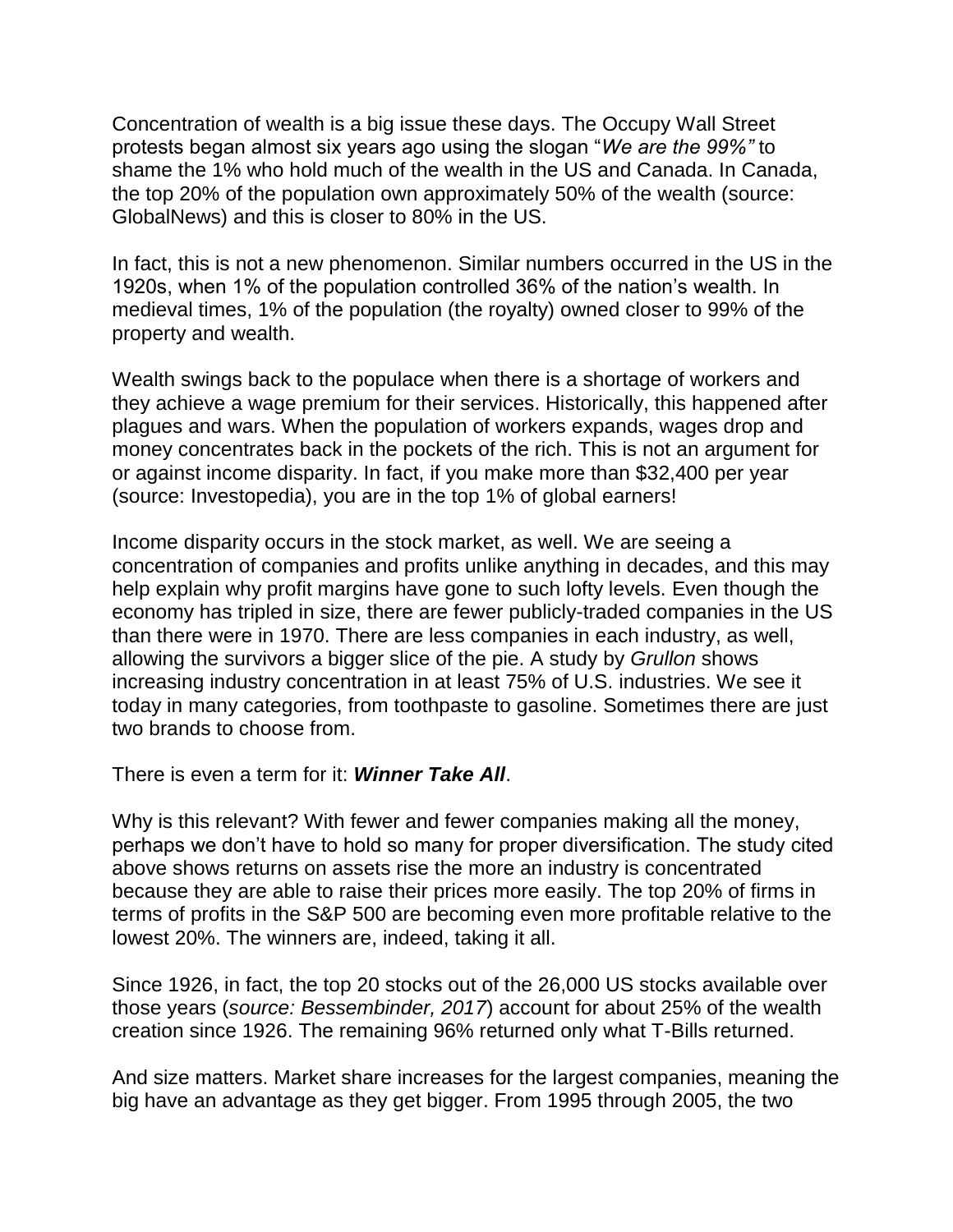Concentration of wealth is a big issue these days. The Occupy Wall Street protests began almost six years ago using the slogan "*We are the 99%"* to shame the 1% who hold much of the wealth in the US and Canada. In Canada, the top 20% of the population own approximately 50% of the wealth (source: GlobalNews) and this is closer to 80% in the US.

In fact, this is not a new phenomenon. Similar numbers occurred in the US in the 1920s, when 1% of the population controlled 36% of the nation's wealth. In medieval times, 1% of the population (the royalty) owned closer to 99% of the property and wealth.

Wealth swings back to the populace when there is a shortage of workers and they achieve a wage premium for their services. Historically, this happened after plagues and wars. When the population of workers expands, wages drop and money concentrates back in the pockets of the rich. This is not an argument for or against income disparity. In fact, if you make more than $32,400 per year (source: Investopedia), you are in the top 1% of global earners!

Income disparity occurs in the stock market, as well. We are seeing a concentration of companies and profits unlike anything in decades, and this may help explain why profit margins have gone to such lofty levels. Even though the economy has tripled in size, there are fewer publicly-traded companies in the US than there were in 1970. There are less companies in each industry, as well, allowing the survivors a bigger slice of the pie. A study by *Grullon* shows increasing industry concentration in at least 75% of U.S. industries. We see it today in many categories, from toothpaste to gasoline. Sometimes there are just two brands to choose from.

There is even a term for it: ***Winner Take All***.

Why is this relevant? With fewer and fewer companies making all the money, perhaps we don't have to hold so many for proper diversification. The study cited above shows returns on assets rise the more an industry is concentrated because they are able to raise their prices more easily. The top 20% of firms in terms of profits in the S&P 500 are becoming even more profitable relative to the lowest 20%. The winners are, indeed, taking it all.

Since 1926, in fact, the top 20 stocks out of the 26,000 US stocks available over those years (*source: Bessembinder, 2017*) account for about 25% of the wealth creation since 1926. The remaining 96% returned only what T-Bills returned.

And size matters. Market share increases for the largest companies, meaning the big have an advantage as they get bigger. From 1995 through 2005, the two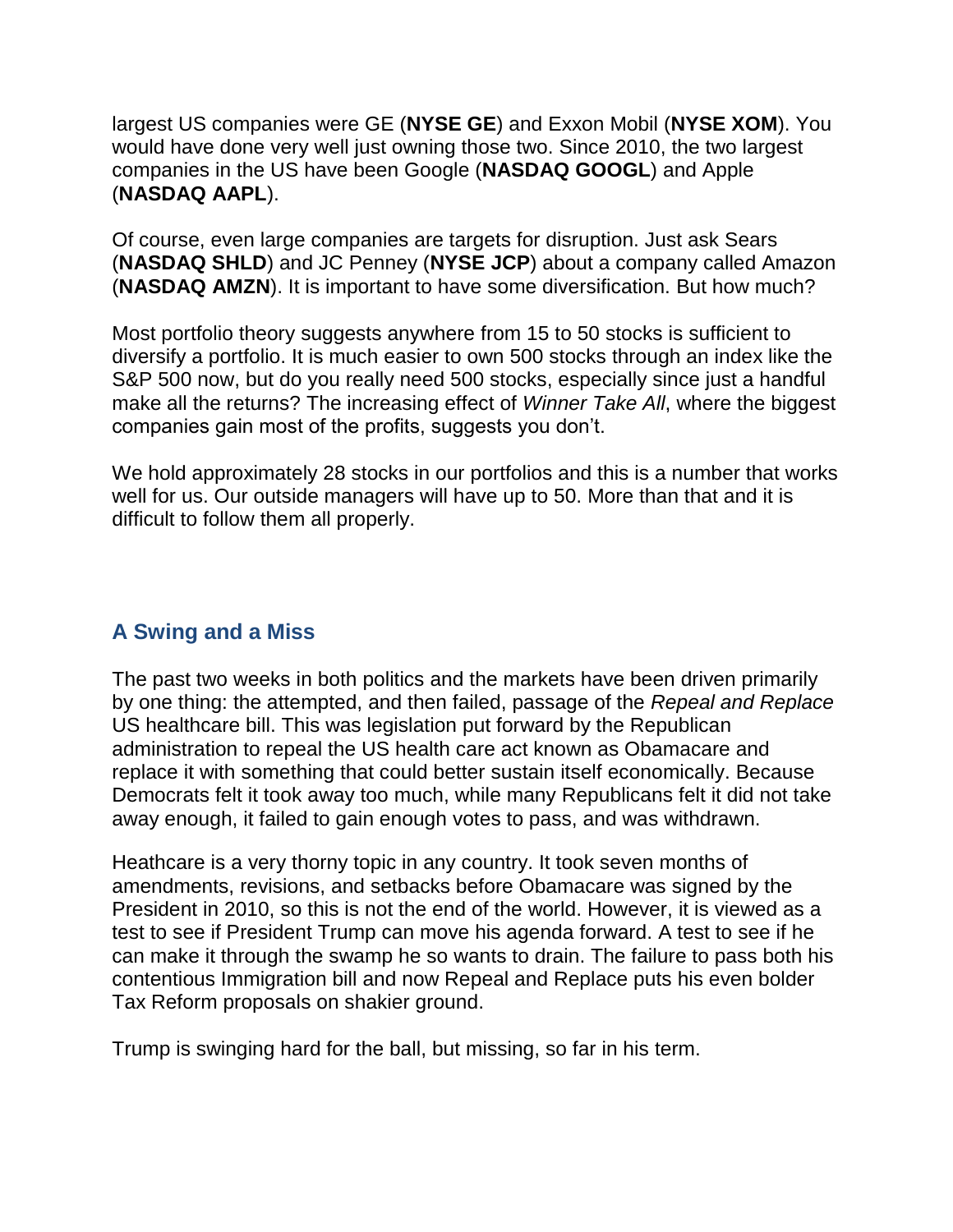largest US companies were GE (**NYSE GE**) and Exxon Mobil (**NYSE XOM**). You would have done very well just owning those two. Since 2010, the two largest companies in the US have been Google (**NASDAQ GOOGL**) and Apple (**NASDAQ AAPL**).

Of course, even large companies are targets for disruption. Just ask Sears (**NASDAQ SHLD**) and JC Penney (**NYSE JCP**) about a company called Amazon (**NASDAQ AMZN**). It is important to have some diversification. But how much?

Most portfolio theory suggests anywhere from 15 to 50 stocks is sufficient to diversify a portfolio. It is much easier to own 500 stocks through an index like the S&P 500 now, but do you really need 500 stocks, especially since just a handful make all the returns? The increasing effect of *Winner Take All*, where the biggest companies gain most of the profits, suggests you don't.

We hold approximately 28 stocks in our portfolios and this is a number that works well for us. Our outside managers will have up to 50. More than that and it is difficult to follow them all properly.

## A Swing and a Miss

The past two weeks in both politics and the markets have been driven primarily by one thing: the attempted, and then failed, passage of the *Repeal and Replace* US healthcare bill. This was legislation put forward by the Republican administration to repeal the US health care act known as Obamacare and replace it with something that could better sustain itself economically. Because Democrats felt it took away too much, while many Republicans felt it did not take away enough, it failed to gain enough votes to pass, and was withdrawn.

Heathcare is a very thorny topic in any country. It took seven months of amendments, revisions, and setbacks before Obamacare was signed by the President in 2010, so this is not the end of the world. However, it is viewed as a test to see if President Trump can move his agenda forward. A test to see if he can make it through the swamp he so wants to drain. The failure to pass both his contentious Immigration bill and now Repeal and Replace puts his even bolder Tax Reform proposals on shakier ground.

Trump is swinging hard for the ball, but missing, so far in his term.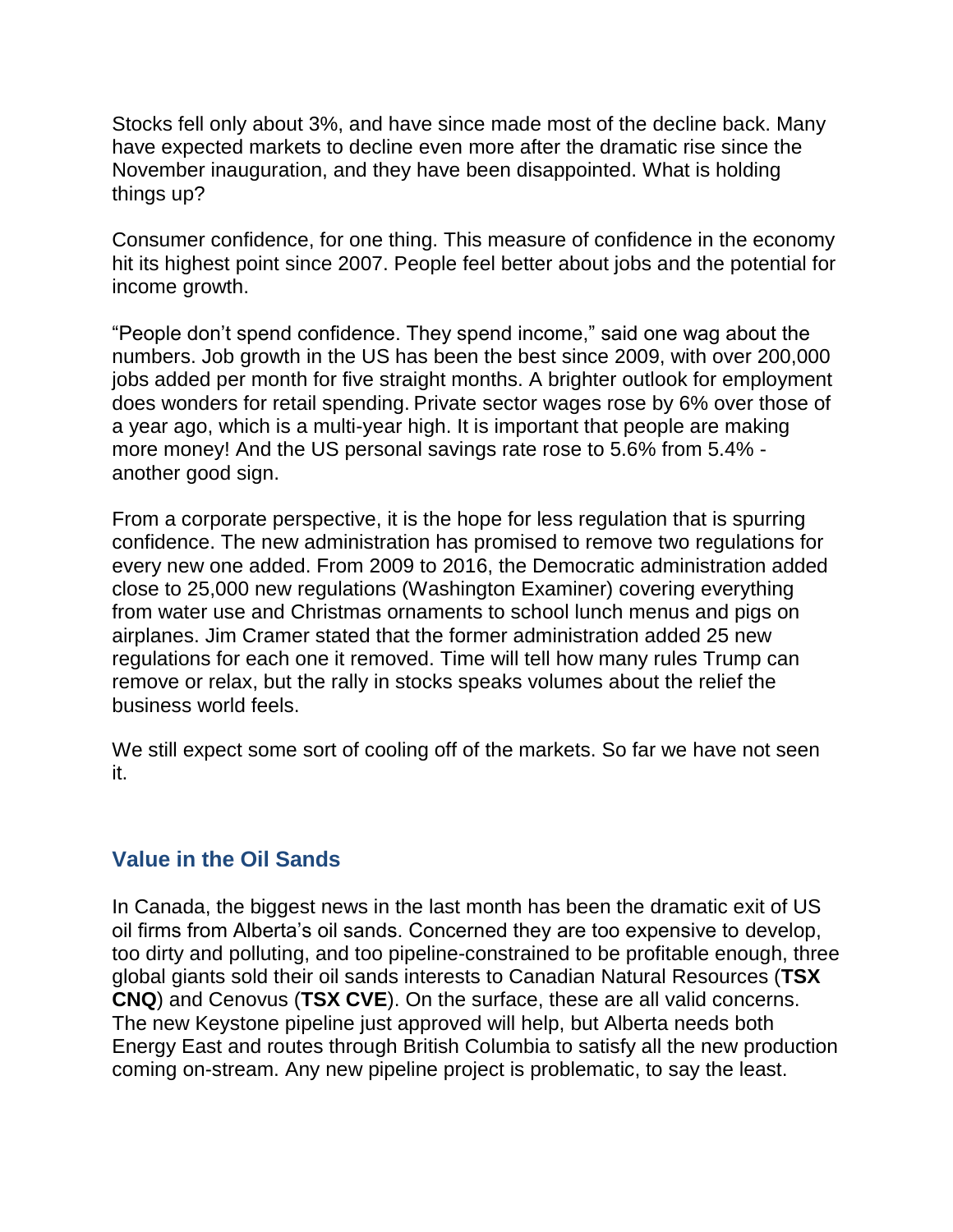Stocks fell only about 3%, and have since made most of the decline back. Many have expected markets to decline even more after the dramatic rise since the November inauguration, and they have been disappointed. What is holding things up?

Consumer confidence, for one thing. This measure of confidence in the economy hit its highest point since 2007. People feel better about jobs and the potential for income growth.

"People don't spend confidence. They spend income," said one wag about the numbers. Job growth in the US has been the best since 2009, with over 200,000 jobs added per month for five straight months. A brighter outlook for employment does wonders for retail spending. Private sector wages rose by 6% over those of a year ago, which is a multi-year high. It is important that people are making more money! And the US personal savings rate rose to 5.6% from 5.4% - another good sign.

From a corporate perspective, it is the hope for less regulation that is spurring confidence. The new administration has promised to remove two regulations for every new one added. From 2009 to 2016, the Democratic administration added close to 25,000 new regulations (Washington Examiner) covering everything from water use and Christmas ornaments to school lunch menus and pigs on airplanes. Jim Cramer stated that the former administration added 25 new regulations for each one it removed. Time will tell how many rules Trump can remove or relax, but the rally in stocks speaks volumes about the relief the business world feels.

We still expect some sort of cooling off of the markets. So far we have not seen it.

## Value in the Oil Sands

In Canada, the biggest news in the last month has been the dramatic exit of US oil firms from Alberta's oil sands. Concerned they are too expensive to develop, too dirty and polluting, and too pipeline-constrained to be profitable enough, three global giants sold their oil sands interests to Canadian Natural Resources (**TSX CNQ**) and Cenovus (**TSX CVE**). On the surface, these are all valid concerns. The new Keystone pipeline just approved will help, but Alberta needs both Energy East and routes through British Columbia to satisfy all the new production coming on-stream. Any new pipeline project is problematic, to say the least.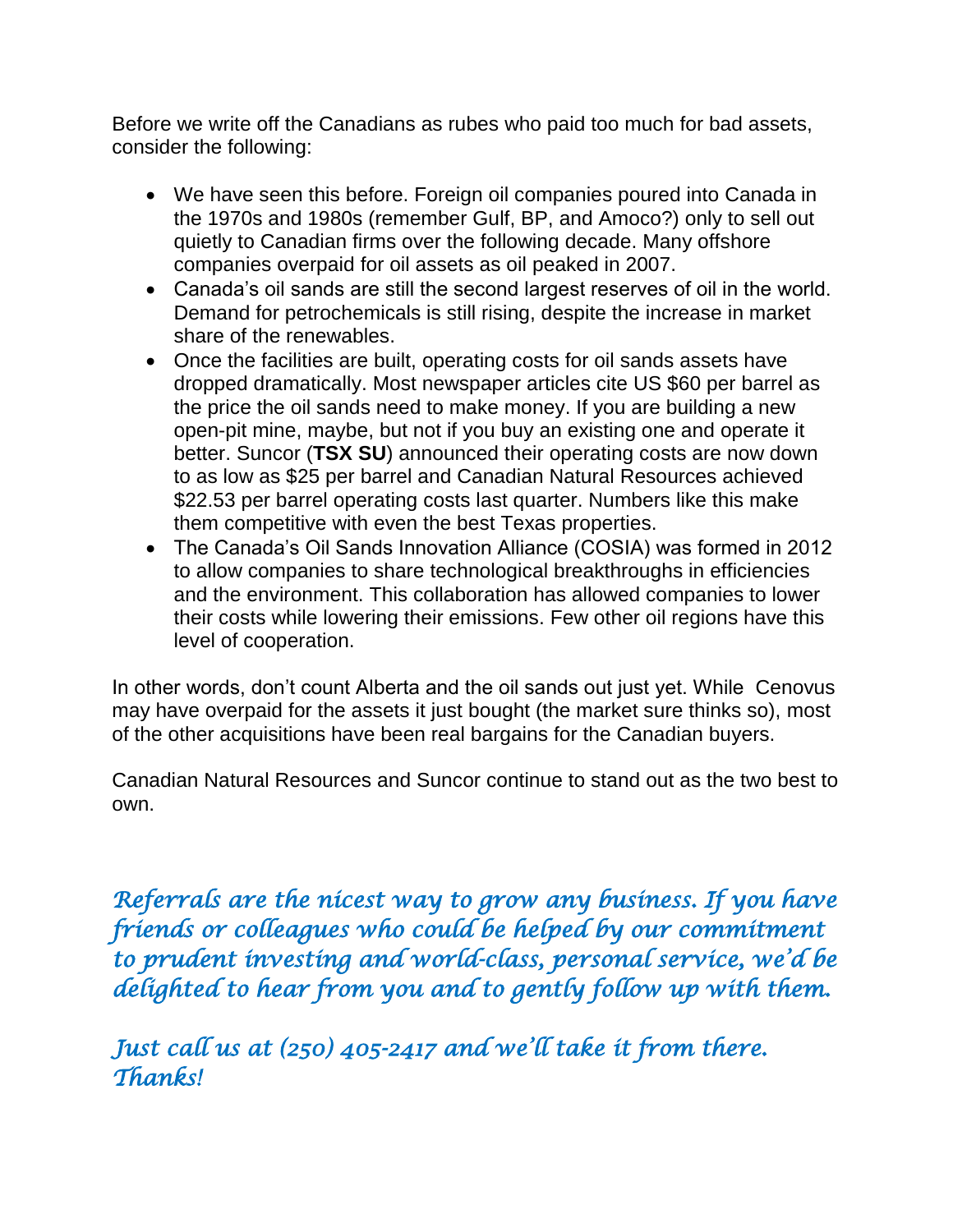Before we write off the Canadians as rubes who paid too much for bad assets, consider the following:

- We have seen this before. Foreign oil companies poured into Canada in the 1970s and 1980s (remember Gulf, BP, and Amoco?) only to sell out quietly to Canadian firms over the following decade. Many offshore companies overpaid for oil assets as oil peaked in 2007.
- Canada's oil sands are still the second largest reserves of oil in the world. Demand for petrochemicals is still rising, despite the increase in market share of the renewables.
- Once the facilities are built, operating costs for oil sands assets have dropped dramatically. Most newspaper articles cite US $60 per barrel as the price the oil sands need to make money. If you are building a new open-pit mine, maybe, but not if you buy an existing one and operate it better. Suncor (**TSX SU**) announced their operating costs are now down to as low as $25 per barrel and Canadian Natural Resources achieved $22.53 per barrel operating costs last quarter. Numbers like this make them competitive with even the best Texas properties.
- The Canada's Oil Sands Innovation Alliance (COSIA) was formed in 2012 to allow companies to share technological breakthroughs in efficiencies and the environment. This collaboration has allowed companies to lower their costs while lowering their emissions. Few other oil regions have this level of cooperation.

In other words, don't count Alberta and the oil sands out just yet. While Cenovus may have overpaid for the assets it just bought (the market sure thinks so), most of the other acquisitions have been real bargains for the Canadian buyers.

Canadian Natural Resources and Suncor continue to stand out as the two best to own.

*Referrals are the nicest way to grow any business. If you have friends or colleagues who could be helped by our commitment to prudent investing and world-class, personal service, we'd be delighted to hear from you and to gently follow up with them.*

*Just call us at (250) 405-2417 and we'll take it from there. Thanks!*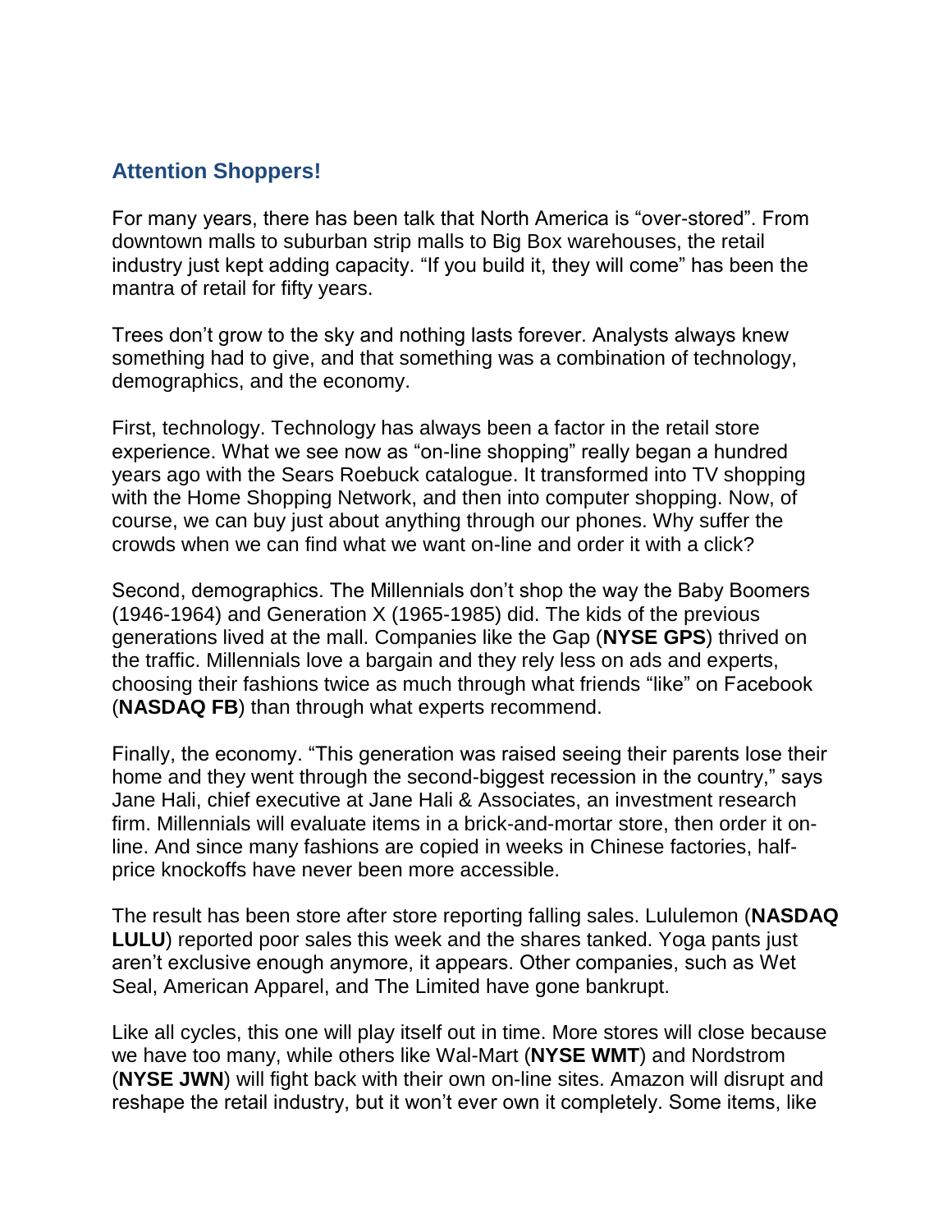## Attention Shoppers!

For many years, there has been talk that North America is “over-stored”. From downtown malls to suburban strip malls to Big Box warehouses, the retail industry just kept adding capacity. “If you build it, they will come” has been the mantra of retail for fifty years.

Trees don’t grow to the sky and nothing lasts forever. Analysts always knew something had to give, and that something was a combination of technology, demographics, and the economy.

First, technology. Technology has always been a factor in the retail store experience. What we see now as “on-line shopping” really began a hundred years ago with the Sears Roebuck catalogue. It transformed into TV shopping with the Home Shopping Network, and then into computer shopping. Now, of course, we can buy just about anything through our phones. Why suffer the crowds when we can find what we want on-line and order it with a click?

Second, demographics. The Millennials don’t shop the way the Baby Boomers (1946-1964) and Generation X (1965-1985) did. The kids of the previous generations lived at the mall. Companies like the Gap (**NYSE GPS**) thrived on the traffic. Millennials love a bargain and they rely less on ads and experts, choosing their fashions twice as much through what friends “like” on Facebook (**NASDAQ FB**) than through what experts recommend.

Finally, the economy. “This generation was raised seeing their parents lose their home and they went through the second-biggest recession in the country,” says Jane Hali, chief executive at Jane Hali & Associates, an investment research firm. Millennials will evaluate items in a brick-and-mortar store, then order it on-line. And since many fashions are copied in weeks in Chinese factories, half-price knockoffs have never been more accessible.

The result has been store after store reporting falling sales. Lululemon (**NASDAQ LULU**) reported poor sales this week and the shares tanked. Yoga pants just aren’t exclusive enough anymore, it appears. Other companies, such as Wet Seal, American Apparel, and The Limited have gone bankrupt.

Like all cycles, this one will play itself out in time. More stores will close because we have too many, while others like Wal-Mart (**NYSE WMT**) and Nordstrom (**NYSE JWN**) will fight back with their own on-line sites. Amazon will disrupt and reshape the retail industry, but it won’t ever own it completely. Some items, like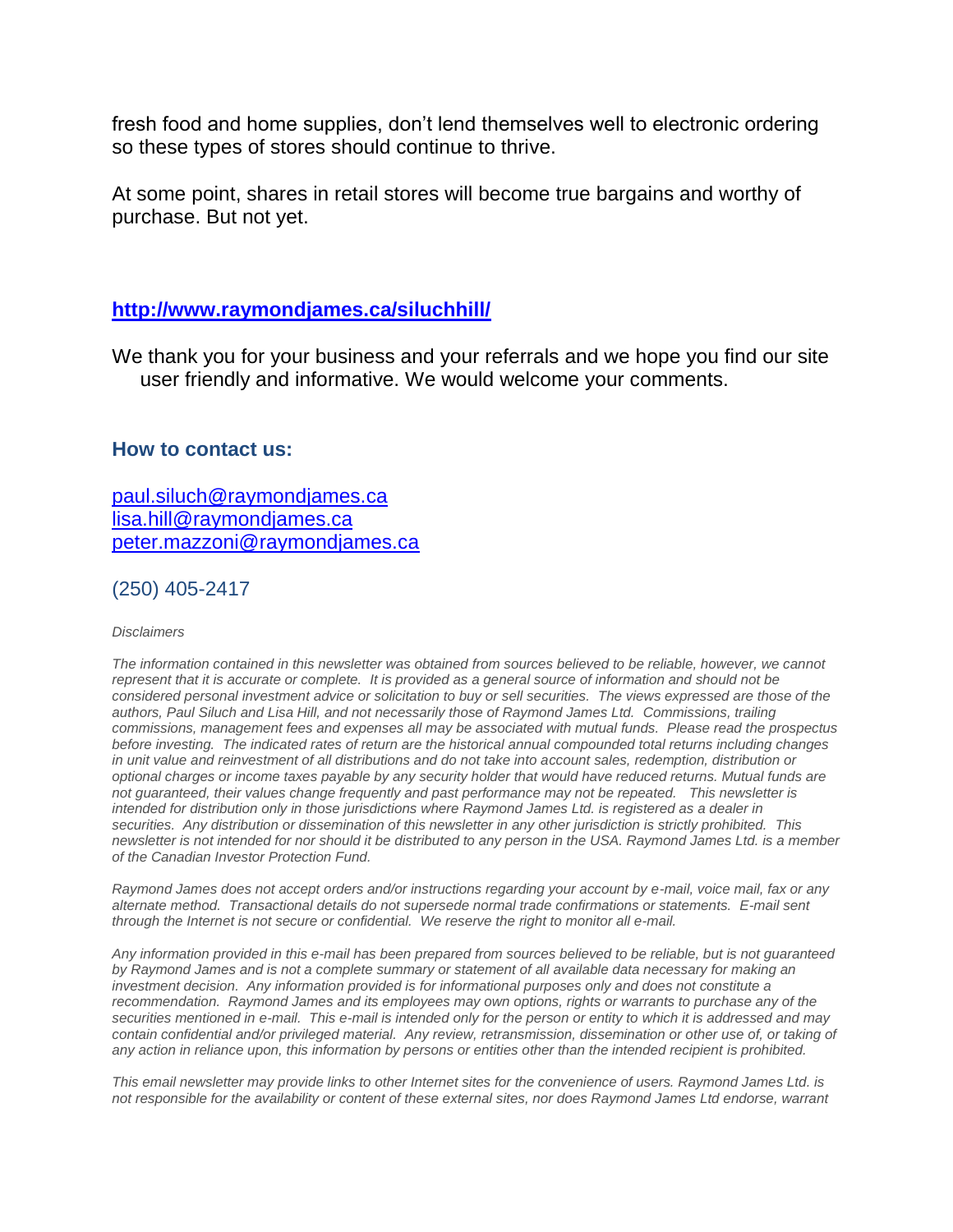fresh food and home supplies, don't lend themselves well to electronic ordering so these types of stores should continue to thrive.

At some point, shares in retail stores will become true bargains and worthy of purchase. But not yet.

**[http://www.raymondjames.ca/siluchhill/](http://www.raymondjames.ca/siluchhill/)**

We thank you for your business and your referrals and we hope you find our site user friendly and informative. We would welcome your comments.

### How to contact us:

[paul.siluch@raymondjames.ca](mailto:paul.siluch@raymondjames.ca)
[lisa.hill@raymondjames.ca](mailto:lisa.hill@raymondjames.ca)
[peter.mazzoni@raymondjames.ca](mailto:peter.mazzoni@raymondjames.ca)

(250) 405-2417

*Disclaimers*

*The information contained in this newsletter was obtained from sources believed to be reliable, however, we cannot represent that it is accurate or complete. It is provided as a general source of information and should not be considered personal investment advice or solicitation to buy or sell securities. The views expressed are those of the authors, Paul Siluch and Lisa Hill, and not necessarily those of Raymond James Ltd. Commissions, trailing commissions, management fees and expenses all may be associated with mutual funds. Please read the prospectus before investing. The indicated rates of return are the historical annual compounded total returns including changes in unit value and reinvestment of all distributions and do not take into account sales, redemption, distribution or optional charges or income taxes payable by any security holder that would have reduced returns. Mutual funds are not guaranteed, their values change frequently and past performance may not be repeated. This newsletter is intended for distribution only in those jurisdictions where Raymond James Ltd. is registered as a dealer in securities. Any distribution or dissemination of this newsletter in any other jurisdiction is strictly prohibited. This newsletter is not intended for nor should it be distributed to any person in the USA. Raymond James Ltd. is a member of the Canadian Investor Protection Fund.*

*Raymond James does not accept orders and/or instructions regarding your account by e-mail, voice mail, fax or any alternate method. Transactional details do not supersede normal trade confirmations or statements. E-mail sent through the Internet is not secure or confidential. We reserve the right to monitor all e-mail.*

*Any information provided in this e-mail has been prepared from sources believed to be reliable, but is not guaranteed by Raymond James and is not a complete summary or statement of all available data necessary for making an investment decision. Any information provided is for informational purposes only and does not constitute a recommendation. Raymond James and its employees may own options, rights or warrants to purchase any of the securities mentioned in e-mail. This e-mail is intended only for the person or entity to which it is addressed and may contain confidential and/or privileged material. Any review, retransmission, dissemination or other use of, or taking of any action in reliance upon, this information by persons or entities other than the intended recipient is prohibited.*

*This email newsletter may provide links to other Internet sites for the convenience of users. Raymond James Ltd. is not responsible for the availability or content of these external sites, nor does Raymond James Ltd endorse, warrant*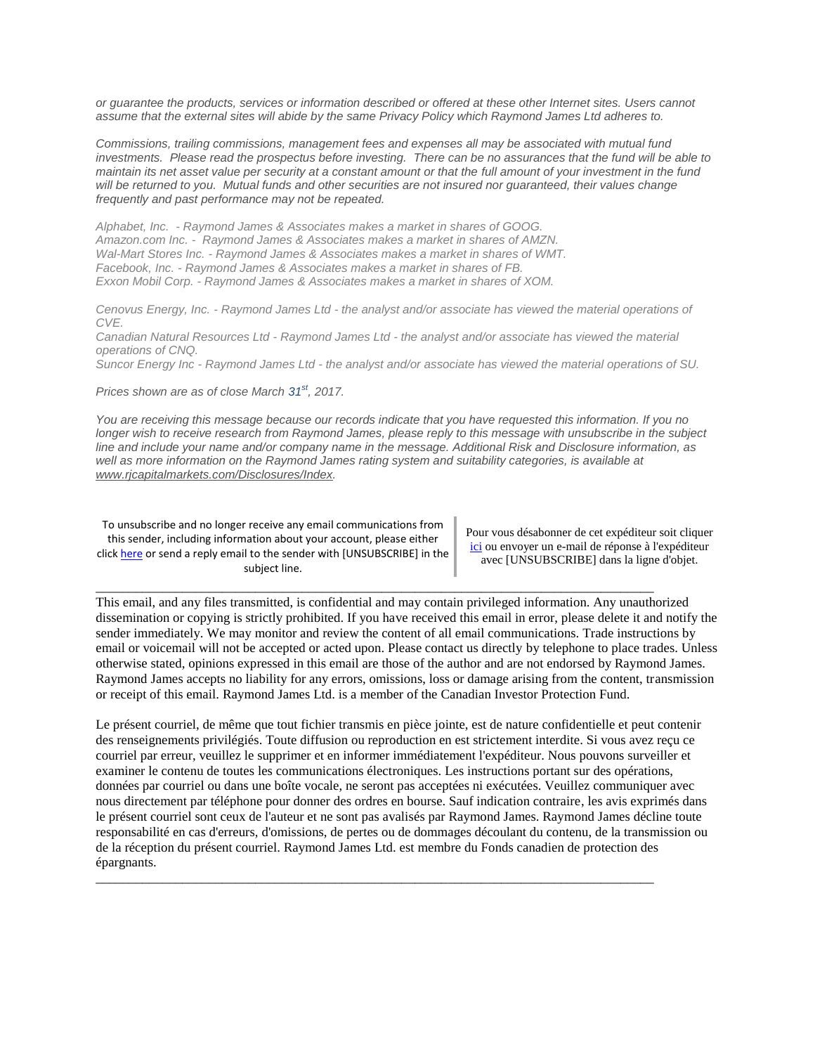*or guarantee the products, services or information described or offered at these other Internet sites. Users cannot assume that the external sites will abide by the same Privacy Policy which Raymond James Ltd adheres to.*

*Commissions, trailing commissions, management fees and expenses all may be associated with mutual fund investments. Please read the prospectus before investing. There can be no assurances that the fund will be able to maintain its net asset value per security at a constant amount or that the full amount of your investment in the fund will be returned to you. Mutual funds and other securities are not insured nor guaranteed, their values change frequently and past performance may not be repeated.*

*Alphabet, Inc. - Raymond James & Associates makes a market in shares of GOOG.*
*Amazon.com Inc. - Raymond James & Associates makes a market in shares of AMZN.*
*Wal-Mart Stores Inc. - Raymond James & Associates makes a market in shares of WMT.*
*Facebook, Inc. - Raymond James & Associates makes a market in shares of FB.*
*Exxon Mobil Corp. - Raymond James & Associates makes a market in shares of XOM.*

*Cenovus Energy, Inc. - Raymond James Ltd - the analyst and/or associate has viewed the material operations of CVE.*
*Canadian Natural Resources Ltd - Raymond James Ltd - the analyst and/or associate has viewed the material operations of CNQ.*
*Suncor Energy Inc - Raymond James Ltd - the analyst and/or associate has viewed the material operations of SU.*

*Prices shown are as of close March 31st, 2017.*

*You are receiving this message because our records indicate that you have requested this information. If you no longer wish to receive research from Raymond James, please reply to this message with unsubscribe in the subject line and include your name and/or company name in the message. Additional Risk and Disclosure information, as well as more information on the Raymond James rating system and suitability categories, is available at www.rjcapitalmarkets.com/Disclosures/Index.*

To unsubscribe and no longer receive any email communications from this sender, including information about your account, please either click here or send a reply email to the sender with [UNSUBSCRIBE] in the subject line.

Pour vous désabonner de cet expéditeur soit cliquer ici ou envoyer un e-mail de réponse à l'expéditeur avec [UNSUBSCRIBE] dans la ligne d'objet.

---

This email, and any files transmitted, is confidential and may contain privileged information. Any unauthorized dissemination or copying is strictly prohibited. If you have received this email in error, please delete it and notify the sender immediately. We may monitor and review the content of all email communications. Trade instructions by email or voicemail will not be accepted or acted upon. Please contact us directly by telephone to place trades. Unless otherwise stated, opinions expressed in this email are those of the author and are not endorsed by Raymond James. Raymond James accepts no liability for any errors, omissions, loss or damage arising from the content, transmission or receipt of this email. Raymond James Ltd. is a member of the Canadian Investor Protection Fund.

Le présent courriel, de même que tout fichier transmis en pièce jointe, est de nature confidentielle et peut contenir des renseignements privilégiés. Toute diffusion ou reproduction en est strictement interdite. Si vous avez reçu ce courriel par erreur, veuillez le supprimer et en informer immédiatement l'expéditeur. Nous pouvons surveiller et examiner le contenu de toutes les communications électroniques. Les instructions portant sur des opérations, données par courriel ou dans une boîte vocale, ne seront pas acceptées ni exécutées. Veuillez communiquer avec nous directement par téléphone pour donner des ordres en bourse. Sauf indication contraire, les avis exprimés dans le présent courriel sont ceux de l'auteur et ne sont pas avalisés par Raymond James. Raymond James décline toute responsabilité en cas d'erreurs, d'omissions, de pertes ou de dommages découlant du contenu, de la transmission ou de la réception du présent courriel. Raymond James Ltd. est membre du Fonds canadien de protection des épargnants.

---